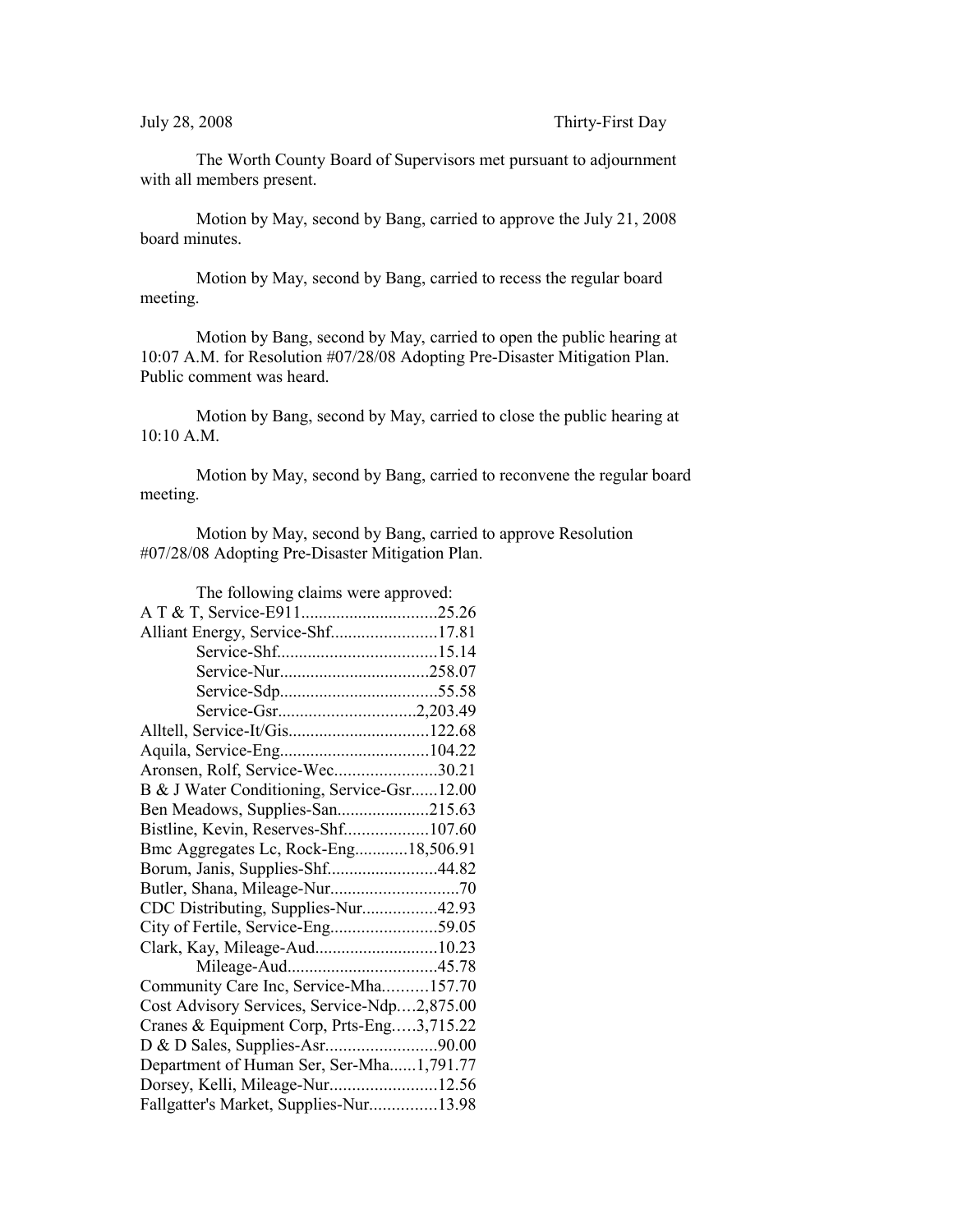July 28, 2008 Thirty-First Day

The Worth County Board of Supervisors met pursuant to adjournment with all members present.

Motion by May, second by Bang, carried to approve the July 21, 2008 board minutes.

Motion by May, second by Bang, carried to recess the regular board meeting.

Motion by Bang, second by May, carried to open the public hearing at 10:07 A.M. for Resolution #07/28/08 Adopting Pre-Disaster Mitigation Plan. Public comment was heard.

Motion by Bang, second by May, carried to close the public hearing at 10:10 A.M.

Motion by May, second by Bang, carried to reconvene the regular board meeting.

Motion by May, second by Bang, carried to approve Resolution #07/28/08 Adopting Pre-Disaster Mitigation Plan.

The following claims were approved:

A T & T, Service-E911..............................25.26
Alliant Energy, Service-Shf........................17.81
Service-Shf....................................15.14
Service-Nur..................................258.07
Service-Sdp....................................55.58
Service-Gsr...............................2,203.49
Alltell, Service-It/Gis................................122.68
Aquila, Service-Eng..................................104.22
Aronsen, Rolf, Service-Wec.......................30.21
B & J Water Conditioning, Service-Gsr......12.00
Ben Meadows, Supplies-San.....................215.63
Bistline, Kevin, Reserves-Shf...................107.60
Bmc Aggregates Lc, Rock-Eng............18,506.91
Borum, Janis, Supplies-Shf.........................44.82
Butler, Shana, Mileage-Nur.............................70
CDC Distributing, Supplies-Nur.................42.93
City of Fertile, Service-Eng........................59.05
Clark, Kay, Mileage-Aud............................10.23
Mileage-Aud..................................45.78
Community Care Inc, Service-Mha..........157.70
Cost Advisory Services, Service-Ndp....2,875.00
Cranes & Equipment Corp, Prts-Eng.....3,715.22
D & D Sales, Supplies-Asr.........................90.00
Department of Human Ser, Ser-Mha......1,791.77
Dorsey, Kelli, Mileage-Nur........................12.56
Fallgatter's Market, Supplies-Nur...............13.98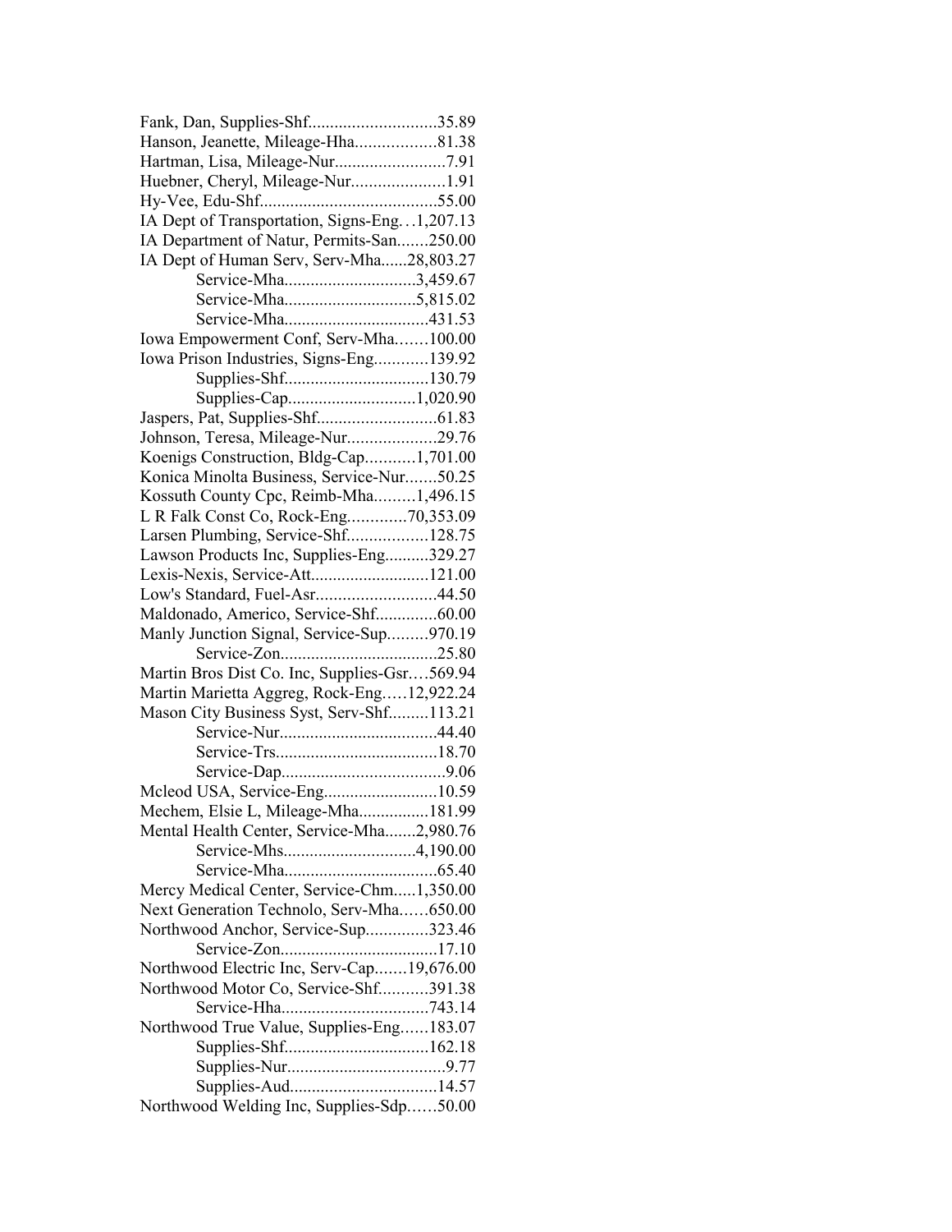Fank, Dan, Supplies-Shf.............................35.89
Hanson, Jeanette, Mileage-Hha..................81.38
Hartman, Lisa, Mileage-Nur.........................7.91
Huebner, Cheryl, Mileage-Nur.....................1.91
Hy-Vee, Edu-Shf........................................55.00
IA Dept of Transportation, Signs-Eng…1,207.13
IA Department of Natur, Permits-San.......250.00
IA Dept of Human Serv, Serv-Mha......28,803.27
Service-Mha..............................3,459.67
Service-Mha..............................5,815.02
Service-Mha.................................431.53
Iowa Empowerment Conf, Serv-Mha…....100.00
Iowa Prison Industries, Signs-Eng............139.92
Supplies-Shf.................................130.79
Supplies-Cap.............................1,020.90
Jaspers, Pat, Supplies-Shf...........................61.83
Johnson, Teresa, Mileage-Nur....................29.76
Koenigs Construction, Bldg-Cap...........1,701.00
Konica Minolta Business, Service-Nur.......50.25
Kossuth County Cpc, Reimb-Mha.........1,496.15
L R Falk Const Co, Rock-Eng.............70,353.09
Larsen Plumbing, Service-Shf..................128.75
Lawson Products Inc, Supplies-Eng..........329.27
Lexis-Nexis, Service-Att...........................121.00
Low's Standard, Fuel-Asr...........................44.50
Maldonado, Americo, Service-Shf..............60.00
Manly Junction Signal, Service-Sup.........970.19
Service-Zon....................................25.80
Martin Bros Dist Co. Inc, Supplies-Gsr….569.94
Martin Marietta Aggreg, Rock-Eng…..12,922.24
Mason City Business Syst, Serv-Shf.........113.21
Service-Nur....................................44.40
Service-Trs.....................................18.70
Service-Dap.....................................9.06
Mcleod USA, Service-Eng..........................10.59
Mechem, Elsie L, Mileage-Mha................181.99
Mental Health Center, Service-Mha.......2,980.76
Service-Mhs..............................4,190.00
Service-Mha...................................65.40
Mercy Medical Center, Service-Chm.....1,350.00
Next Generation Technolo, Serv-Mha……650.00
Northwood Anchor, Service-Sup..............323.46
Service-Zon....................................17.10
Northwood Electric Inc, Serv-Cap.......19,676.00
Northwood Motor Co, Service-Shf...........391.38
Service-Hha.................................743.14
Northwood True Value, Supplies-Eng……183.07
Supplies-Shf.................................162.18
Supplies-Nur....................................9.77
Supplies-Aud.................................14.57
Northwood Welding Inc, Supplies-Sdp……50.00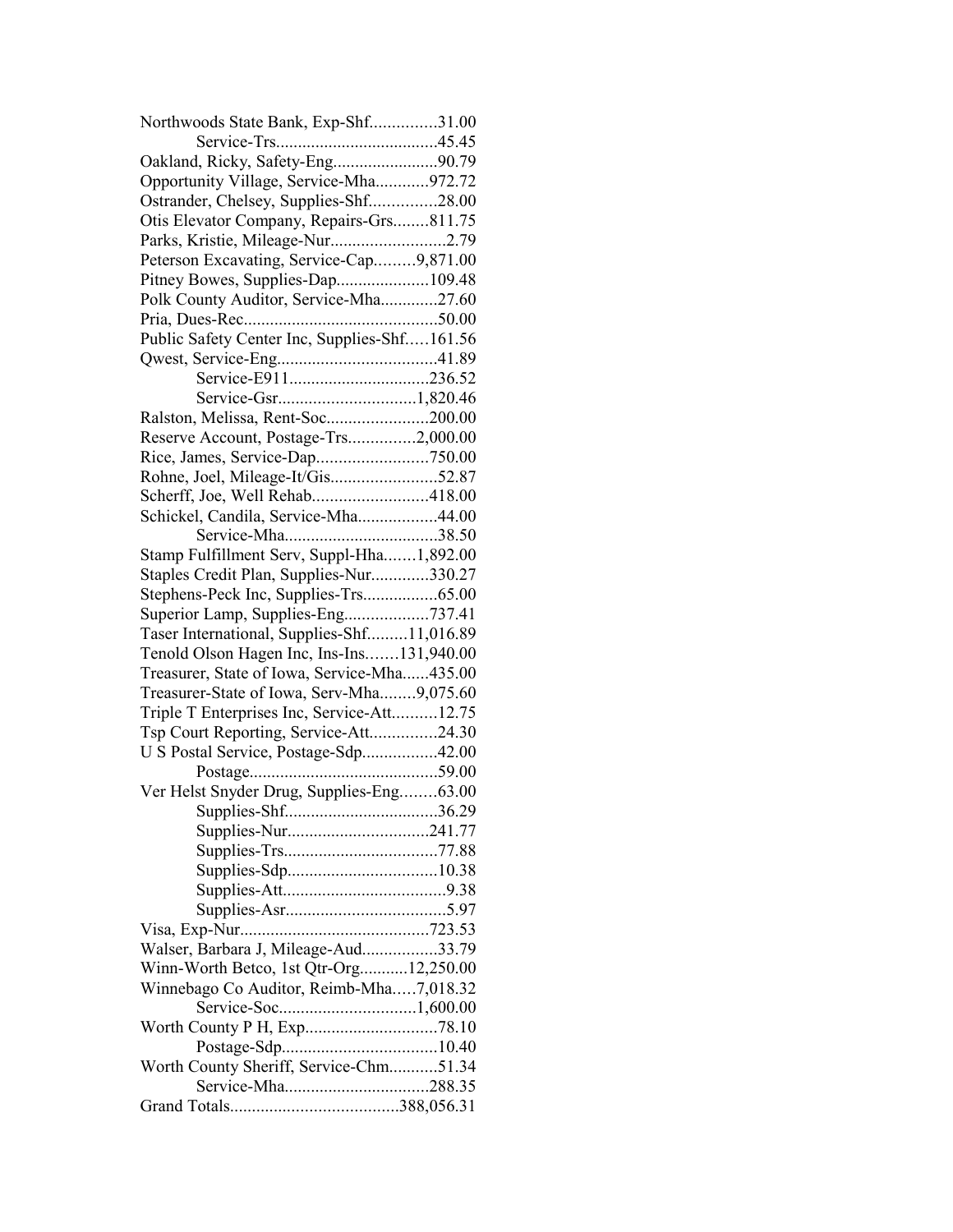Northwoods State Bank, Exp-Shf...............31.00
Service-Trs....................................45.45
Oakland, Ricky, Safety-Eng........................90.79
Opportunity Village, Service-Mha............972.72
Ostrander, Chelsey, Supplies-Shf...............28.00
Otis Elevator Company, Repairs-Grs........811.75
Parks, Kristie, Mileage-Nur..........................2.79
Peterson Excavating, Service-Cap.........9,871.00
Pitney Bowes, Supplies-Dap.....................109.48
Polk County Auditor, Service-Mha.............27.60
Pria, Dues-Rec............................................50.00
Public Safety Center Inc, Supplies-Shf.....161.56
Qwest, Service-Eng....................................41.89
Service-E911...............................236.52
Service-Gsr...............................1,820.46
Ralston, Melissa, Rent-Soc.......................200.00
Reserve Account, Postage-Trs...............2,000.00
Rice, James, Service-Dap.........................750.00
Rohne, Joel, Mileage-It/Gis........................52.87
Scherff, Joe, Well Rehab..........................418.00
Schickel, Candila, Service-Mha..................44.00
Service-Mha..................................38.50
Stamp Fulfillment Serv, Suppl-Hha.......1,892.00
Staples Credit Plan, Supplies-Nur.............330.27
Stephens-Peck Inc, Supplies-Trs.................65.00
Superior Lamp, Supplies-Eng...................737.41
Taser International, Supplies-Shf.........11,016.89
Tenold Olson Hagen Inc, Ins-Ins.......131,940.00
Treasurer, State of Iowa, Service-Mha......435.00
Treasurer-State of Iowa, Serv-Mha........9,075.60
Triple T Enterprises Inc, Service-Att..........12.75
Tsp Court Reporting, Service-Att...............24.30
U S Postal Service, Postage-Sdp.................42.00
Postage..........................................59.00
Ver Helst Snyder Drug, Supplies-Eng........63.00
Supplies-Shf..................................36.29
Supplies-Nur................................241.77
Supplies-Trs..................................77.88
Supplies-Sdp..................................10.38
Supplies-Att....................................9.38
Supplies-Asr....................................5.97
Visa, Exp-Nur..........................................723.53
Walser, Barbara J, Mileage-Aud.................33.79
Winn-Worth Betco, 1st Qtr-Org...........12,250.00
Winnebago Co Auditor, Reimb-Mha.....7,018.32
Service-Soc...............................1,600.00
Worth County P H, Exp..............................78.10
Postage-Sdp...................................10.40
Worth County Sheriff, Service-Chm...........51.34
Service-Mha................................288.35
Grand Totals.....................................388,056.31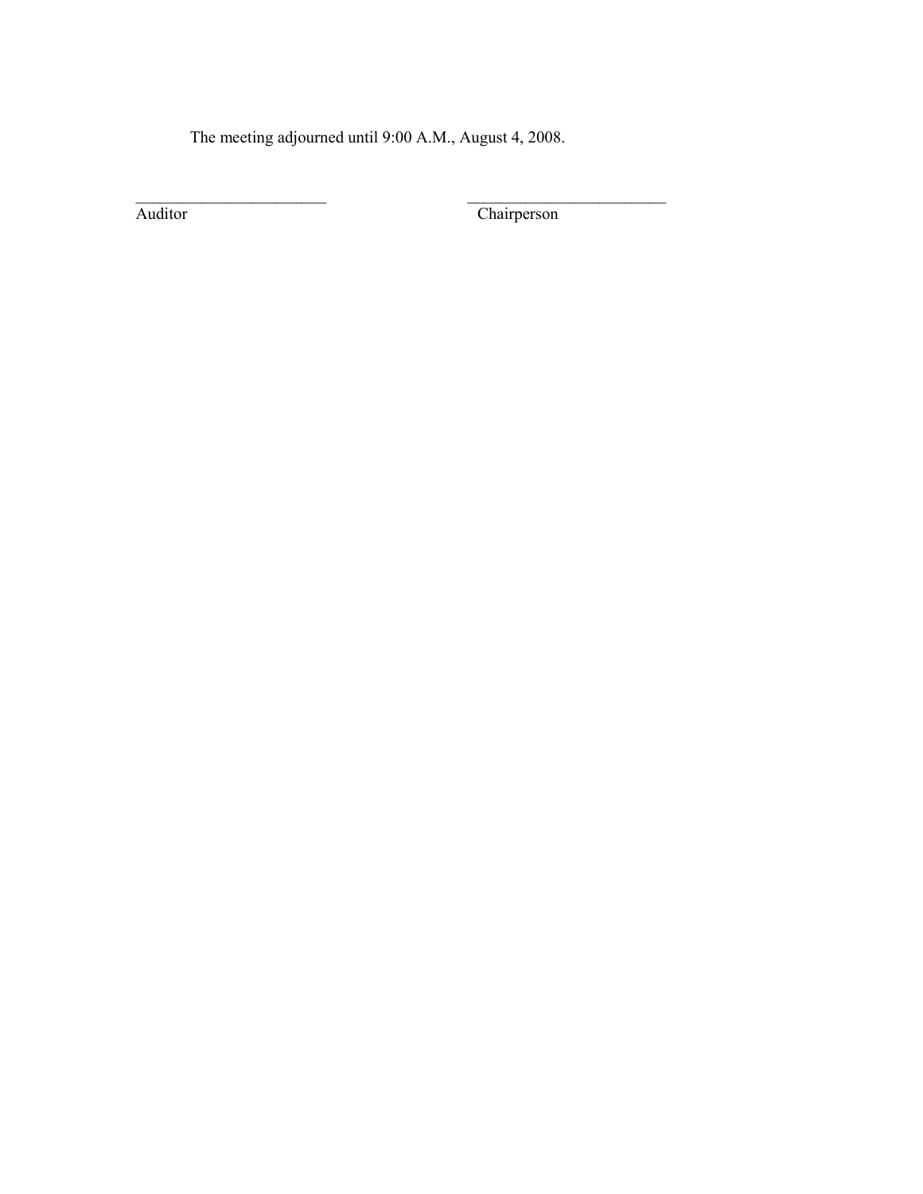The meeting adjourned until 9:00 A.M., August 4, 2008.

________________________ ________________________
Auditor Chairperson